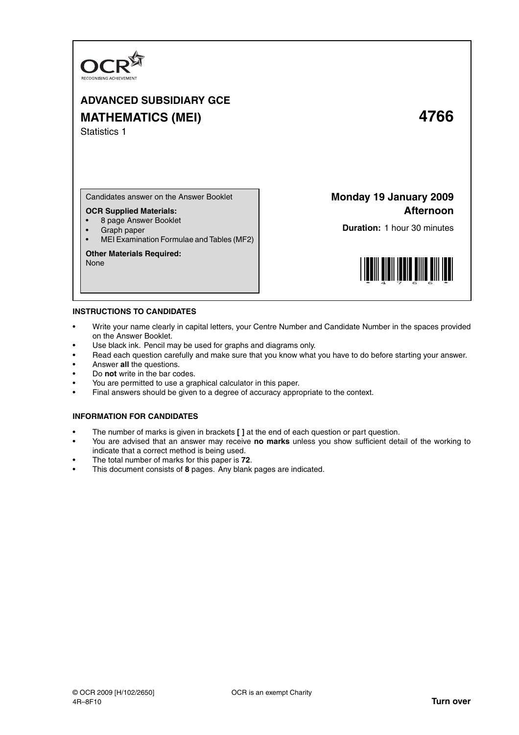OCR
RECOGNISING ACHIEVEMENT

# ADVANCED SUBSIDIARY GCE

# MATHEMATICS (MEI) 4766

Statistics 1

Candidates answer on the Answer Booklet

**OCR Supplied Materials:**
- 8 page Answer Booklet
- Graph paper
- MEI Examination Formulae and Tables (MF2)

**Other Materials Required:**
None

**Monday 19 January 2009**
**Afternoon**

**Duration:** 1 hour 30 minutes

## INSTRUCTIONS TO CANDIDATES

- Write your name clearly in capital letters, your Centre Number and Candidate Number in the spaces provided on the Answer Booklet.
- Use black ink. Pencil may be used for graphs and diagrams only.
- Read each question carefully and make sure that you know what you have to do before starting your answer.
- Answer **all** the questions.
- Do **not** write in the bar codes.
- You are permitted to use a graphical calculator in this paper.
- Final answers should be given to a degree of accuracy appropriate to the context.

## INFORMATION FOR CANDIDATES

- The number of marks is given in brackets **[ ]** at the end of each question or part question.
- You are advised that an answer may receive **no marks** unless you show sufficient detail of the working to indicate that a correct method is being used.
- The total number of marks for this paper is **72**.
- This document consists of **8** pages. Any blank pages are indicated.

© OCR 2009 [H/102/2650] OCR is an exempt Charity
4R–8F10

**Turn over**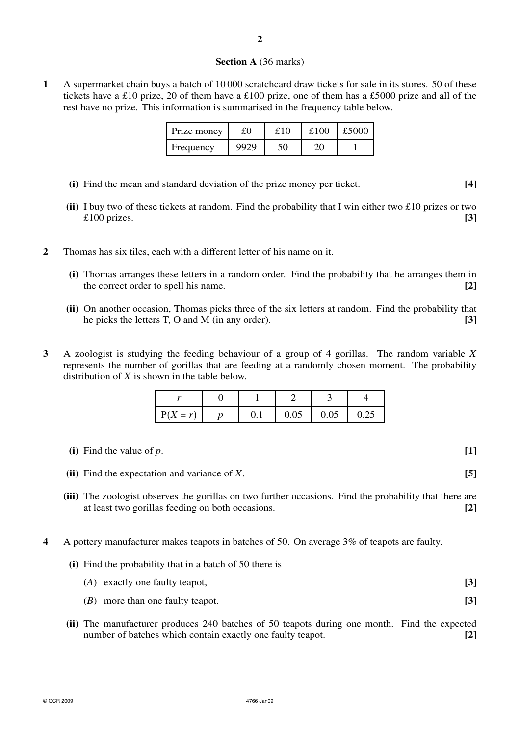**Section A** (36 marks)

**1** A supermarket chain buys a batch of 10 000 scratchcard draw tickets for sale in its stores. 50 of these tickets have a £10 prize, 20 of them have a £100 prize, one of them has a £5000 prize and all of the rest have no prize. This information is summarised in the frequency table below.

| Prize money | £0 | £10 | £100 | £5000 |
|---|---|---|---|---|
| Frequency | 9929 | 50 | 20 | 1 |

**(i)** Find the mean and standard deviation of the prize money per ticket. **[4]**

**(ii)** I buy two of these tickets at random. Find the probability that I win either two £10 prizes or two £100 prizes. **[3]**

**2** Thomas has six tiles, each with a different letter of his name on it.

**(i)** Thomas arranges these letters in a random order. Find the probability that he arranges them in the correct order to spell his name. **[2]**

**(ii)** On another occasion, Thomas picks three of the six letters at random. Find the probability that he picks the letters T, O and M (in any order). **[3]**

**3** A zoologist is studying the feeding behaviour of a group of 4 gorillas. The random variable $X$ represents the number of gorillas that are feeding at a randomly chosen moment. The probability distribution of $X$ is shown in the table below.

| $r$ | 0 | 1 | 2 | 3 | 4 |
|---|---|---|---|---|---|
| $P(X = r)$ | $p$ | 0.1 | 0.05 | 0.05 | 0.25 |

**(i)** Find the value of $p$. **[1]**

**(ii)** Find the expectation and variance of $X$. **[5]**

**(iii)** The zoologist observes the gorillas on two further occasions. Find the probability that there are at least two gorillas feeding on both occasions. **[2]**

**4** A pottery manufacturer makes teapots in batches of 50. On average 3% of teapots are faulty.

**(i)** Find the probability that in a batch of 50 there is

(*A*) exactly one faulty teapot, **[3]**

(*B*) more than one faulty teapot. **[3]**

**(ii)** The manufacturer produces 240 batches of 50 teapots during one month. Find the expected number of batches which contain exactly one faulty teapot. **[2]**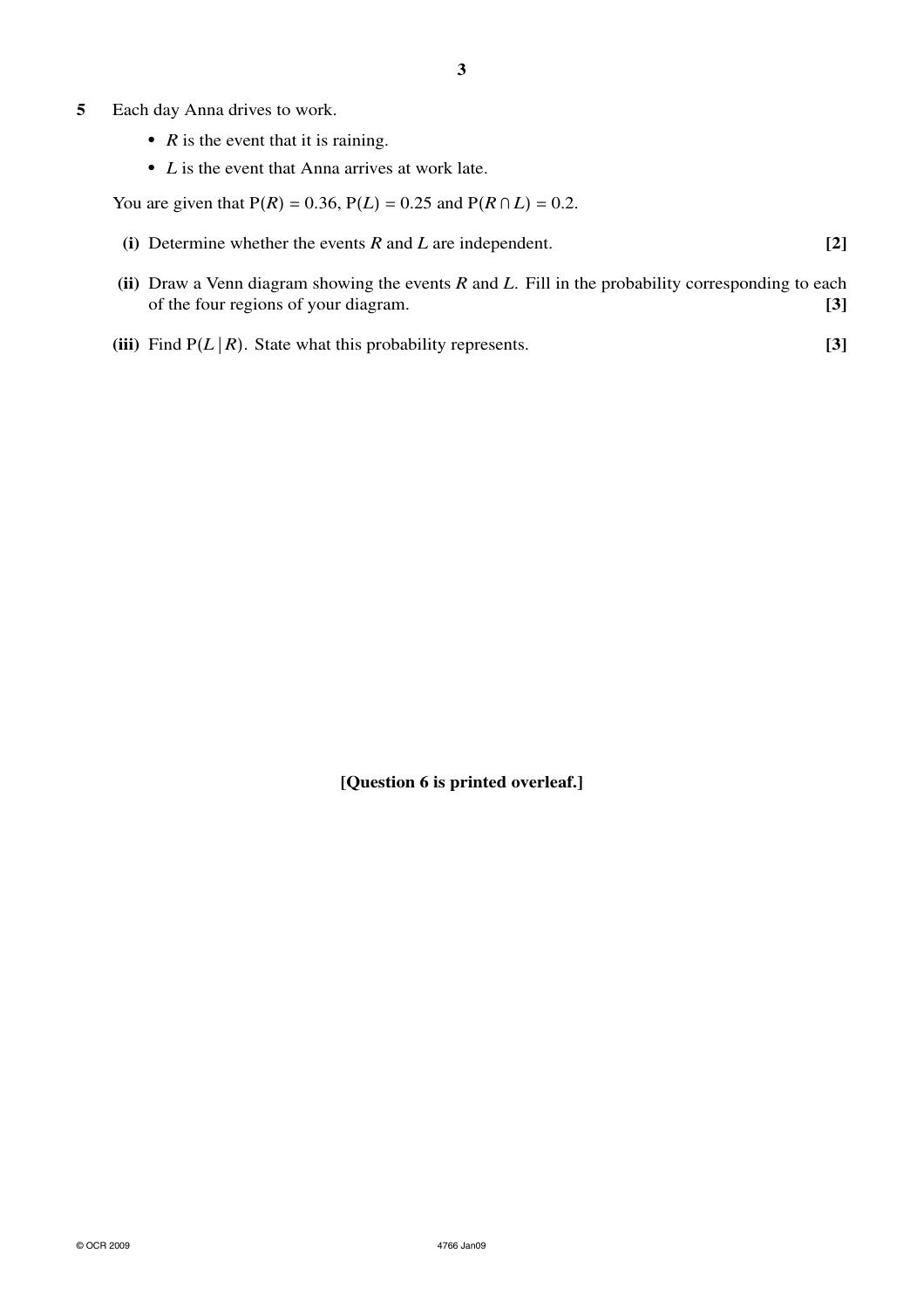**5** Each day Anna drives to work.

- $R$ is the event that it is raining.
- $L$ is the event that Anna arrives at work late.

You are given that $\mathrm{P}(R) = 0.36$, $\mathrm{P}(L) = 0.25$ and $\mathrm{P}(R \cap L) = 0.2$.

**(i)** Determine whether the events $R$ and $L$ are independent. **[2]**

**(ii)** Draw a Venn diagram showing the events $R$ and $L$. Fill in the probability corresponding to each of the four regions of your diagram. **[3]**

**(iii)** Find $\mathrm{P}(L \mid R)$. State what this probability represents. **[3]**

**[Question 6 is printed overleaf.]**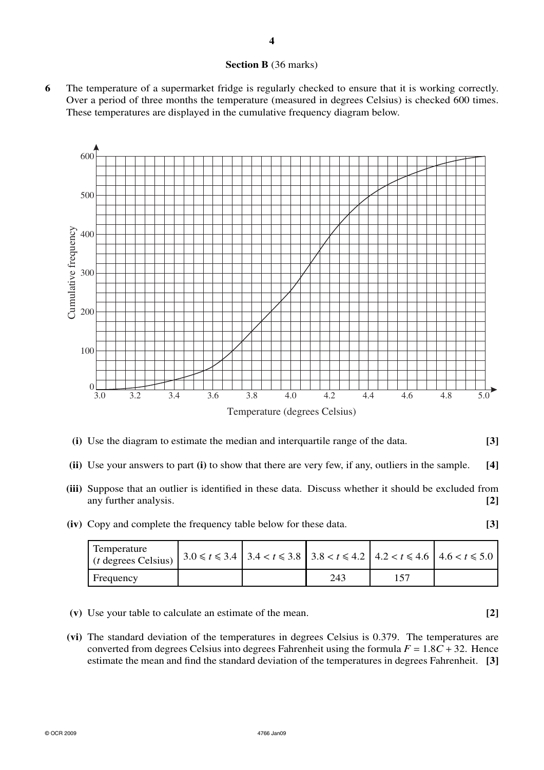## Section B (36 marks)

**6** The temperature of a supermarket fridge is regularly checked to ensure that it is working correctly. Over a period of three months the temperature (measured in degrees Celsius) is checked 600 times. These temperatures are displayed in the cumulative frequency diagram below.

**(i)** Use the diagram to estimate the median and interquartile range of the data. **[3]**

**(ii)** Use your answers to part **(i)** to show that there are very few, if any, outliers in the sample. **[4]**

**(iii)** Suppose that an outlier is identified in these data. Discuss whether it should be excluded from any further analysis. **[2]**

**(iv)** Copy and complete the frequency table below for these data. **[3]**

| Temperature ($t$ degrees Celsius) | $3.0 \leqslant t \leqslant 3.4$ | $3.4 < t \leqslant 3.8$ | $3.8 < t \leqslant 4.2$ | $4.2 < t \leqslant 4.6$ | $4.6 < t \leqslant 5.0$ |
|---|---|---|---|---|---|
| Frequency | | | 243 | 157 | |

**(v)** Use your table to calculate an estimate of the mean. **[2]**

**(vi)** The standard deviation of the temperatures in degrees Celsius is 0.379. The temperatures are converted from degrees Celsius into degrees Fahrenheit using the formula $F = 1.8C + 32$. Hence estimate the mean and find the standard deviation of the temperatures in degrees Fahrenheit. **[3]**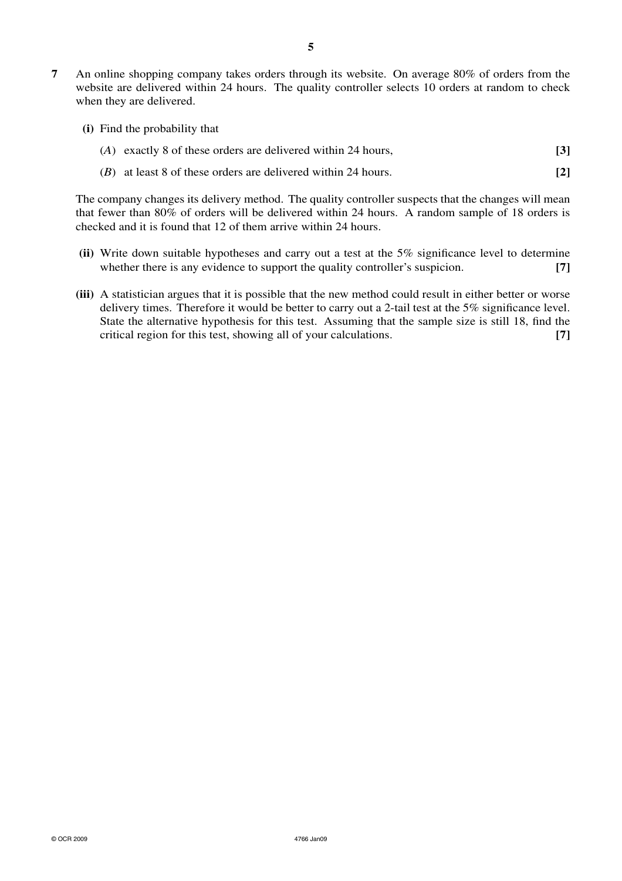**7** An online shopping company takes orders through its website. On average 80% of orders from the website are delivered within 24 hours. The quality controller selects 10 orders at random to check when they are delivered.

**(i)** Find the probability that

($A$) exactly 8 of these orders are delivered within 24 hours, **[3]**

($B$) at least 8 of these orders are delivered within 24 hours. **[2]**

The company changes its delivery method. The quality controller suspects that the changes will mean that fewer than 80% of orders will be delivered within 24 hours. A random sample of 18 orders is checked and it is found that 12 of them arrive within 24 hours.

**(ii)** Write down suitable hypotheses and carry out a test at the 5% significance level to determine whether there is any evidence to support the quality controller's suspicion. **[7]**

**(iii)** A statistician argues that it is possible that the new method could result in either better or worse delivery times. Therefore it would be better to carry out a 2-tail test at the 5% significance level. State the alternative hypothesis for this test. Assuming that the sample size is still 18, find the critical region for this test, showing all of your calculations. **[7]**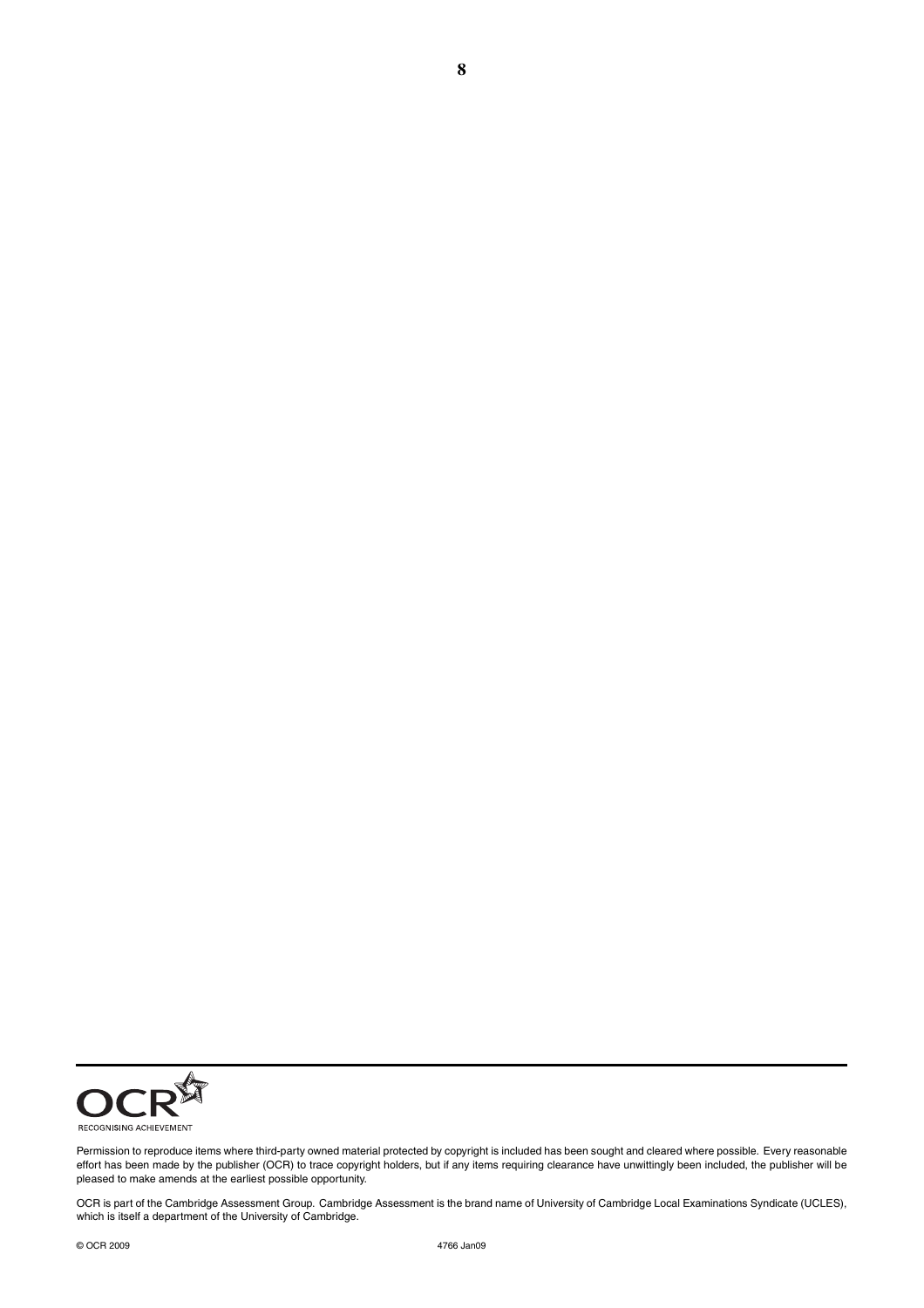RECOGNISING ACHIEVEMENT

Permission to reproduce items where third-party owned material protected by copyright is included has been sought and cleared where possible. Every reasonable effort has been made by the publisher (OCR) to trace copyright holders, but if any items requiring clearance have unwittingly been included, the publisher will be pleased to make amends at the earliest possible opportunity.

OCR is part of the Cambridge Assessment Group. Cambridge Assessment is the brand name of University of Cambridge Local Examinations Syndicate (UCLES), which is itself a department of the University of Cambridge.

© OCR 2009